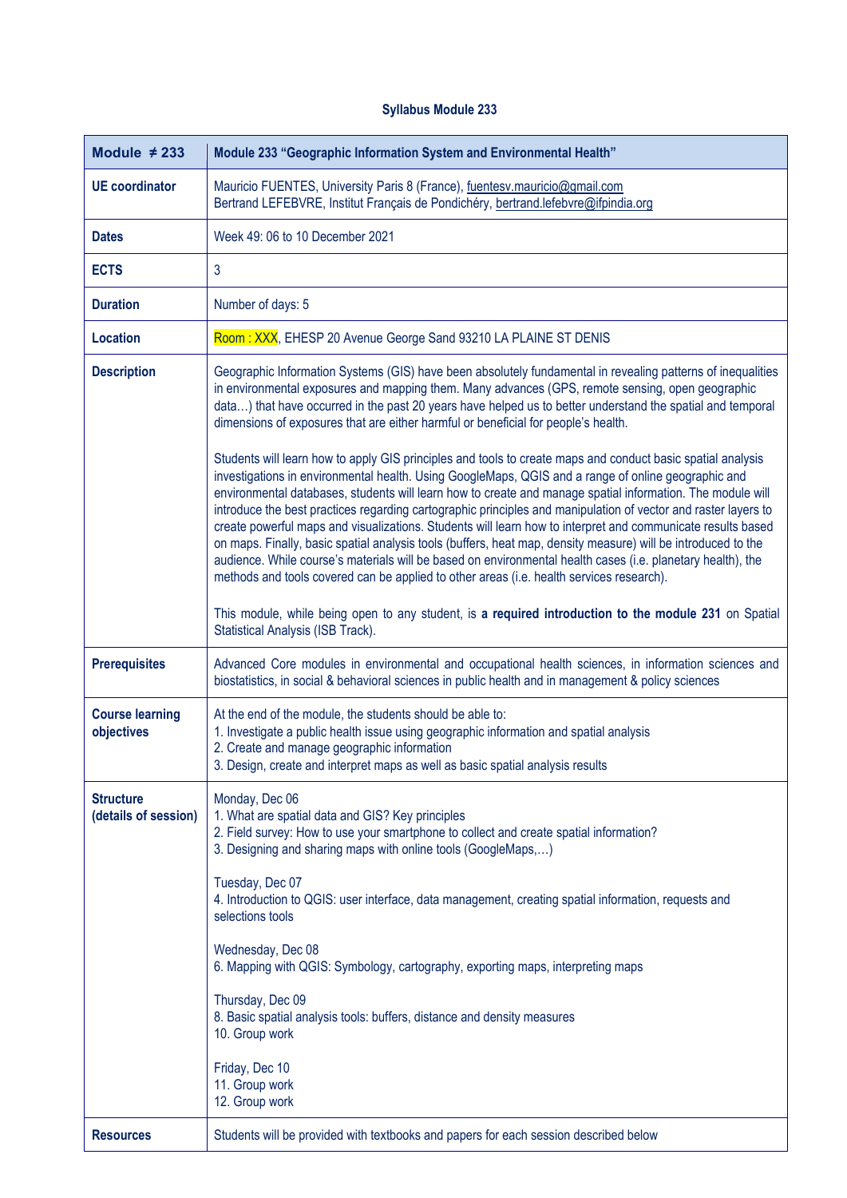**Syllabus Module 233**

| Module ≠ 233 | Module 233 "Geographic Information System and Environmental Health" |
|---|---|
| **UE coordinator** | Mauricio FUENTES, University Paris 8 (France), fuentesv.mauricio@gmail.com<br>Bertrand LEFEBVRE, Institut Français de Pondichéry, bertrand.lefebvre@ifpindia.org |
| **Dates** | Week 49: 06 to 10 December 2021 |
| **ECTS** | 3 |
| **Duration** | Number of days: 5 |
| **Location** | Room : XXX, EHESP 20 Avenue George Sand 93210 LA PLAINE ST DENIS |
| **Description** | Geographic Information Systems (GIS) have been absolutely fundamental in revealing patterns of inequalities in environmental exposures and mapping them. Many advances (GPS, remote sensing, open geographic data…) that have occurred in the past 20 years have helped us to better understand the spatial and temporal dimensions of exposures that are either harmful or beneficial for people's health.<br><br>Students will learn how to apply GIS principles and tools to create maps and conduct basic spatial analysis investigations in environmental health. Using GoogleMaps, QGIS and a range of online geographic and environmental databases, students will learn how to create and manage spatial information. The module will introduce the best practices regarding cartographic principles and manipulation of vector and raster layers to create powerful maps and visualizations. Students will learn how to interpret and communicate results based on maps. Finally, basic spatial analysis tools (buffers, heat map, density measure) will be introduced to the audience. While course's materials will be based on environmental health cases (i.e. planetary health), the methods and tools covered can be applied to other areas (i.e. health services research).<br><br>This module, while being open to any student, is **a required introduction to the module 231** on Spatial Statistical Analysis (ISB Track). |
| **Prerequisites** | Advanced Core modules in environmental and occupational health sciences, in information sciences and biostatistics, in social & behavioral sciences in public health and in management & policy sciences |
| **Course learning objectives** | At the end of the module, the students should be able to:<br>1. Investigate a public health issue using geographic information and spatial analysis<br>2. Create and manage geographic information<br>3. Design, create and interpret maps as well as basic spatial analysis results |
| **Structure (details of session)** | Monday, Dec 06<br>1. What are spatial data and GIS? Key principles<br>2. Field survey: How to use your smartphone to collect and create spatial information?<br>3. Designing and sharing maps with online tools (GoogleMaps,…)<br><br>Tuesday, Dec 07<br>4. Introduction to QGIS: user interface, data management, creating spatial information, requests and selections tools<br><br>Wednesday, Dec 08<br>6. Mapping with QGIS: Symbology, cartography, exporting maps, interpreting maps<br><br>Thursday, Dec 09<br>8. Basic spatial analysis tools: buffers, distance and density measures<br>10. Group work<br><br>Friday, Dec 10<br>11. Group work<br>12. Group work |
| **Resources** | Students will be provided with textbooks and papers for each session described below |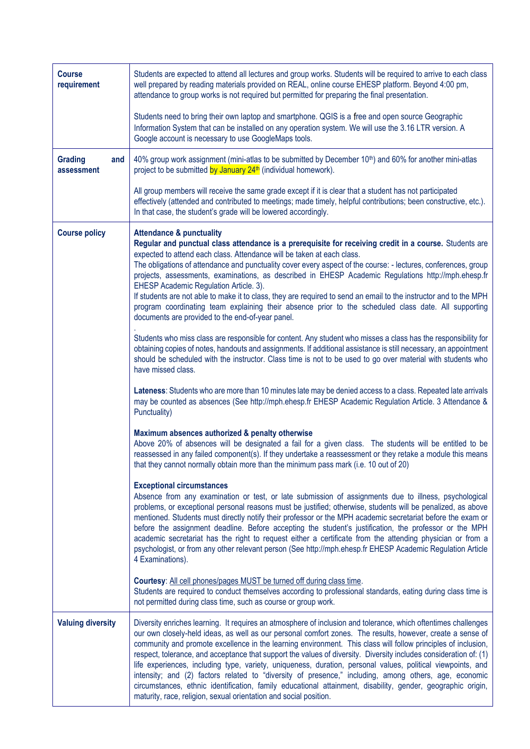| | |
|---|---|
| **Course requirement** | Students are expected to attend all lectures and group works. Students will be required to arrive to each class well prepared by reading materials provided on REAL, online course EHESP platform. Beyond 4:00 pm, attendance to group works is not required but permitted for preparing the final presentation.<br><br>Students need to bring their own laptop and smartphone. QGIS is a free and open source Geographic Information System that can be installed on any operation system. We will use the 3.16 LTR version. A Google account is necessary to use GoogleMaps tools. |
| **Grading and assessment** | 40% group work assignment (mini-atlas to be submitted by December 10th) and 60% for another mini-atlas project to be submitted by January 24th (individual homework).<br><br>All group members will receive the same grade except if it is clear that a student has not participated effectively (attended and contributed to meetings; made timely, helpful contributions; been constructive, etc.). In that case, the student's grade will be lowered accordingly. |
| **Course policy** | **Attendance & punctuality**<br>**Regular and punctual class attendance is a prerequisite for receiving credit in a course.** Students are expected to attend each class. Attendance will be taken at each class.<br>The obligations of attendance and punctuality cover every aspect of the course: - lectures, conferences, group projects, assessments, examinations, as described in EHESP Academic Regulations http://mph.ehesp.fr EHESP Academic Regulation Article. 3).<br>If students are not able to make it to class, they are required to send an email to the instructor and to the MPH program coordinating team explaining their absence prior to the scheduled class date. All supporting documents are provided to the end-of-year panel.<br>.<br>Students who miss class are responsible for content. Any student who misses a class has the responsibility for obtaining copies of notes, handouts and assignments. If additional assistance is still necessary, an appointment should be scheduled with the instructor. Class time is not to be used to go over material with students who have missed class.<br><br>**Lateness**: Students who are more than 10 minutes late may be denied access to a class. Repeated late arrivals may be counted as absences (See http://mph.ehesp.fr EHESP Academic Regulation Article. 3 Attendance & Punctuality)<br><br>**Maximum absences authorized & penalty otherwise**<br>Above 20% of absences will be designated a fail for a given class. The students will be entitled to be reassessed in any failed component(s). If they undertake a reassessment or they retake a module this means that they cannot normally obtain more than the minimum pass mark (i.e. 10 out of 20)<br><br>**Exceptional circumstances**<br>Absence from any examination or test, or late submission of assignments due to illness, psychological problems, or exceptional personal reasons must be justified; otherwise, students will be penalized, as above mentioned. Students must directly notify their professor or the MPH academic secretariat before the exam or before the assignment deadline. Before accepting the student's justification, the professor or the MPH academic secretariat has the right to request either a certificate from the attending physician or from a psychologist, or from any other relevant person (See http://mph.ehesp.fr EHESP Academic Regulation Article 4 Examinations).<br><br>**Courtesy**: All cell phones/pages MUST be turned off during class time.<br>Students are required to conduct themselves according to professional standards, eating during class time is not permitted during class time, such as course or group work. |
| **Valuing diversity** | Diversity enriches learning. It requires an atmosphere of inclusion and tolerance, which oftentimes challenges our own closely-held ideas, as well as our personal comfort zones. The results, however, create a sense of community and promote excellence in the learning environment. This class will follow principles of inclusion, respect, tolerance, and acceptance that support the values of diversity. Diversity includes consideration of: (1) life experiences, including type, variety, uniqueness, duration, personal values, political viewpoints, and intensity; and (2) factors related to "diversity of presence," including, among others, age, economic circumstances, ethnic identification, family educational attainment, disability, gender, geographic origin, maturity, race, religion, sexual orientation and social position. |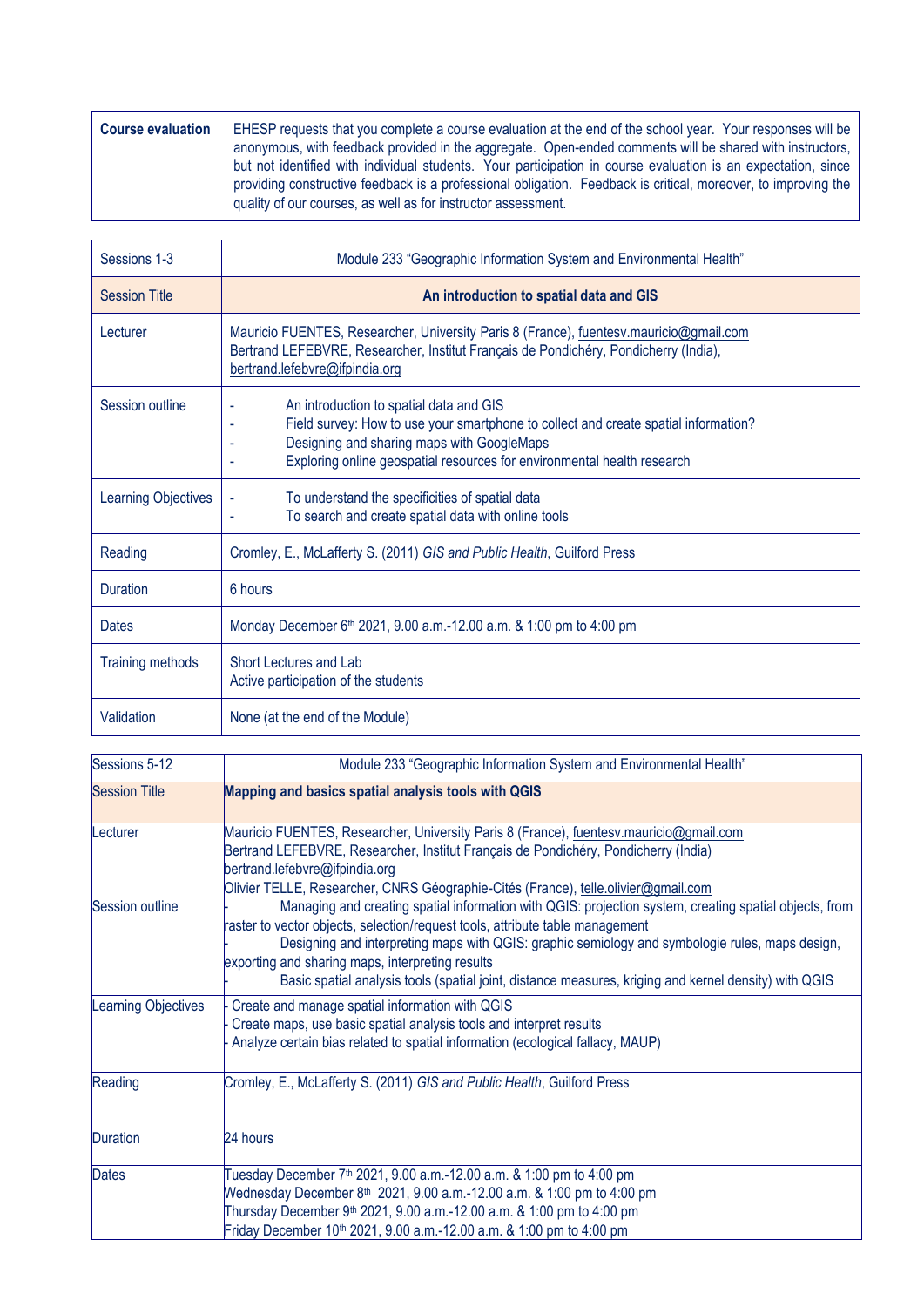| Course evaluation | EHESP requests that you complete a course evaluation at the end of the school year. Your responses will be anonymous, with feedback provided in the aggregate. Open-ended comments will be shared with instructors, but not identified with individual students. Your participation in course evaluation is an expectation, since providing constructive feedback is a professional obligation. Feedback is critical, moreover, to improving the quality of our courses, as well as for instructor assessment. |
|---|---|

| Sessions 1-3 | Module 233 "Geographic Information System and Environmental Health" |
|---|---|
| Session Title | **An introduction to spatial data and GIS** |
| Lecturer | Mauricio FUENTES, Researcher, University Paris 8 (France), fuentesv.mauricio@gmail.com<br>Bertrand LEFEBVRE, Researcher, Institut Français de Pondichéry, Pondicherry (India), bertrand.lefebvre@ifpindia.org |
| Session outline | - An introduction to spatial data and GIS<br>- Field survey: How to use your smartphone to collect and create spatial information?<br>- Designing and sharing maps with GoogleMaps<br>- Exploring online geospatial resources for environmental health research |
| Learning Objectives | - To understand the specificities of spatial data<br>- To search and create spatial data with online tools |
| Reading | Cromley, E., McLafferty S. (2011) *GIS and Public Health*, Guilford Press |
| Duration | 6 hours |
| Dates | Monday December 6th 2021, 9.00 a.m.-12.00 a.m. & 1:00 pm to 4:00 pm |
| Training methods | Short Lectures and Lab<br>Active participation of the students |
| Validation | None (at the end of the Module) |

| Sessions 5-12 | Module 233 "Geographic Information System and Environmental Health" |
|---|---|
| Session Title | **Mapping and basics spatial analysis tools with QGIS** |
| Lecturer | Mauricio FUENTES, Researcher, University Paris 8 (France), fuentesv.mauricio@gmail.com<br>Bertrand LEFEBVRE, Researcher, Institut Français de Pondichéry, Pondicherry (India) bertrand.lefebvre@ifpindia.org<br>Olivier TELLE, Researcher, CNRS Géographie-Cités (France), telle.olivier@gmail.com |
| Session outline | - Managing and creating spatial information with QGIS: projection system, creating spatial objects, from raster to vector objects, selection/request tools, attribute table management<br>- Designing and interpreting maps with QGIS: graphic semiology and symbologie rules, maps design, exporting and sharing maps, interpreting results<br>- Basic spatial analysis tools (spatial joint, distance measures, kriging and kernel density) with QGIS |
| Learning Objectives | - Create and manage spatial information with QGIS<br>- Create maps, use basic spatial analysis tools and interpret results<br>- Analyze certain bias related to spatial information (ecological fallacy, MAUP) |
| Reading | Cromley, E., McLafferty S. (2011) *GIS and Public Health*, Guilford Press |
| Duration | 24 hours |
| Dates | Tuesday December 7th 2021, 9.00 a.m.-12.00 a.m. & 1:00 pm to 4:00 pm<br>Wednesday December 8th 2021, 9.00 a.m.-12.00 a.m. & 1:00 pm to 4:00 pm<br>Thursday December 9th 2021, 9.00 a.m.-12.00 a.m. & 1:00 pm to 4:00 pm<br>Friday December 10th 2021, 9.00 a.m.-12.00 a.m. & 1:00 pm to 4:00 pm |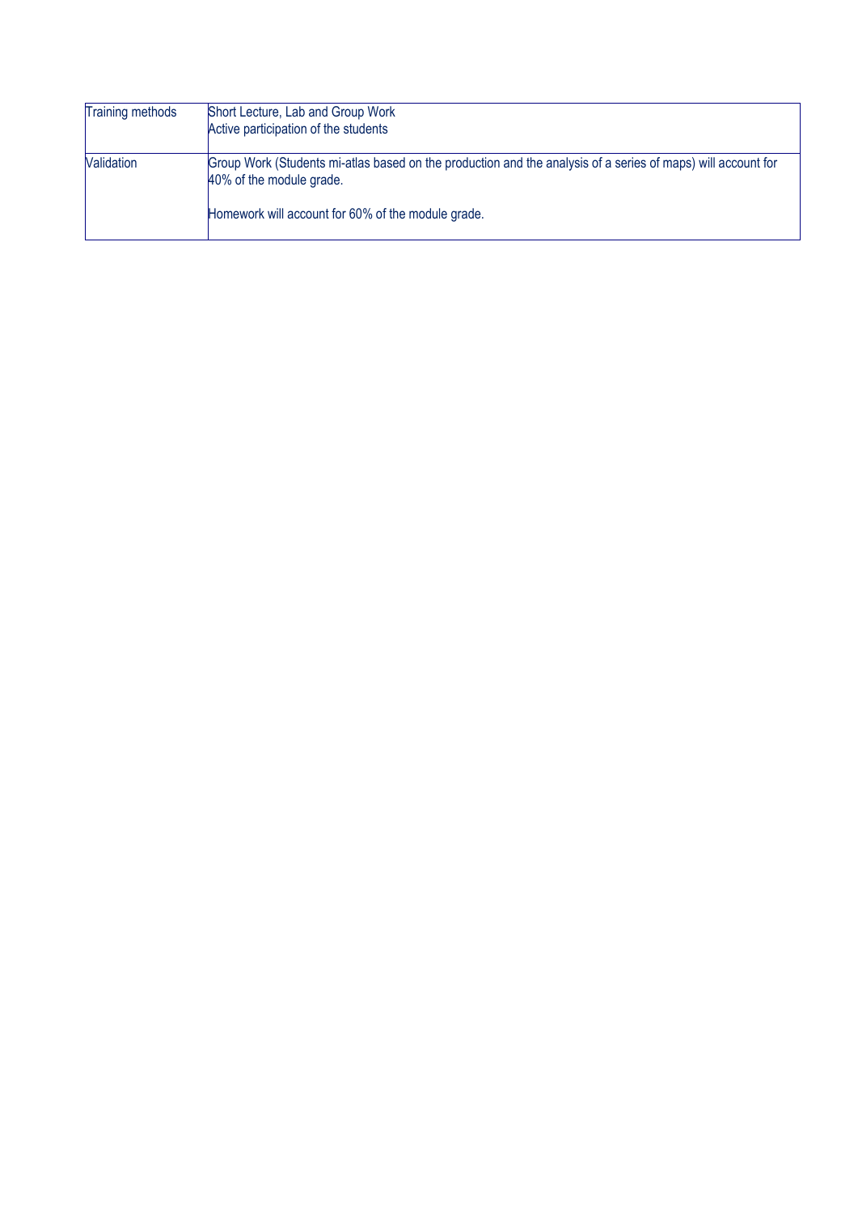| | |
|---|---|
| Training methods | Short Lecture, Lab and Group Work<br>Active participation of the students |
| Validation | Group Work (Students mi-atlas based on the production and the analysis of a series of maps) will account for 40% of the module grade.<br><br>Homework will account for 60% of the module grade. |